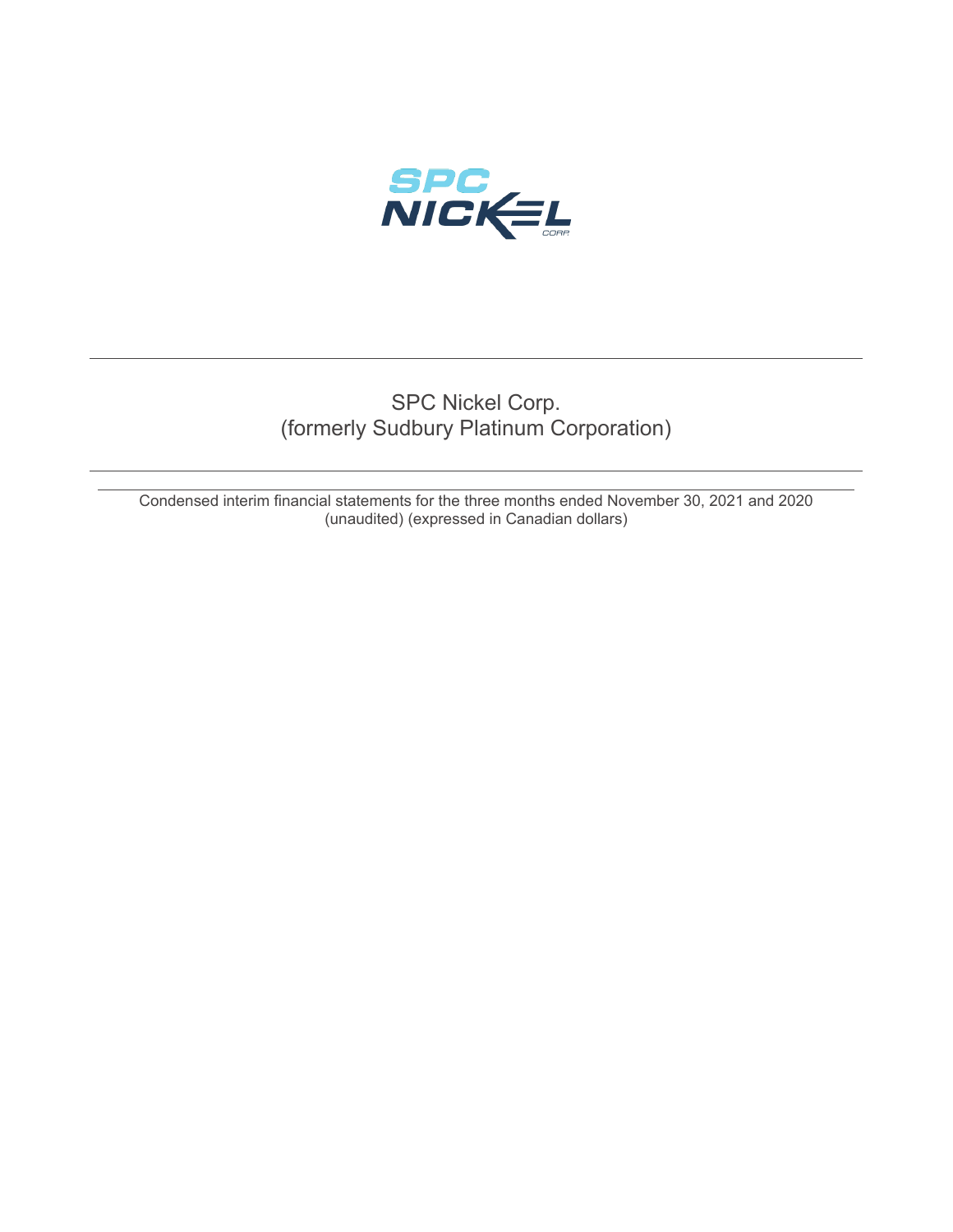SPC NICKEL CORP.

# SPC Nickel Corp.
## (formerly Sudbury Platinum Corporation)

Condensed interim financial statements for the three months ended November 30, 2021 and 2020
(unaudited) (expressed in Canadian dollars)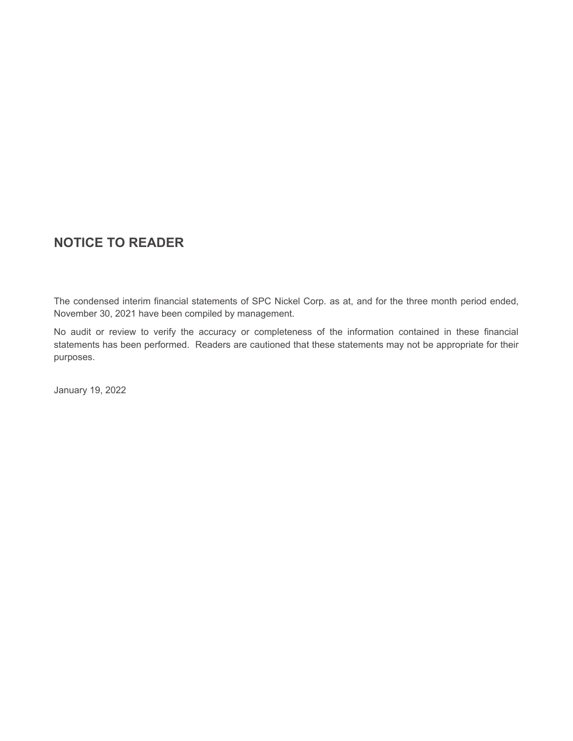# NOTICE TO READER

The condensed interim financial statements of SPC Nickel Corp. as at, and for the three month period ended, November 30, 2021 have been compiled by management.

No audit or review to verify the accuracy or completeness of the information contained in these financial statements has been performed. Readers are cautioned that these statements may not be appropriate for their purposes.

January 19, 2022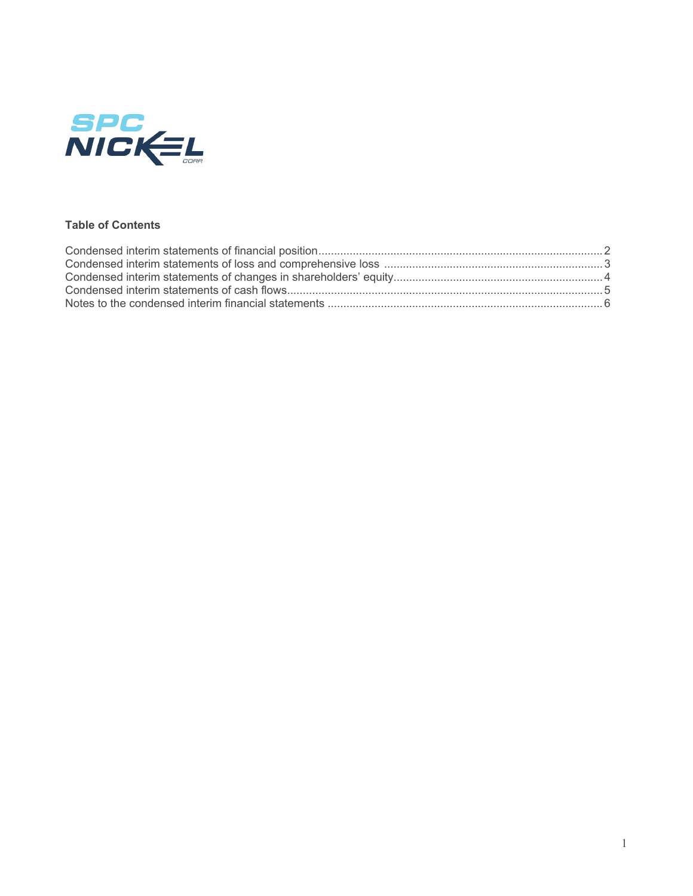**Table of Contents**

Condensed interim statements of financial position ... 2
Condensed interim statements of loss and comprehensive loss ... 3
Condensed interim statements of changes in shareholders' equity ... 4
Condensed interim statements of cash flows ... 5
Notes to the condensed interim financial statements ... 6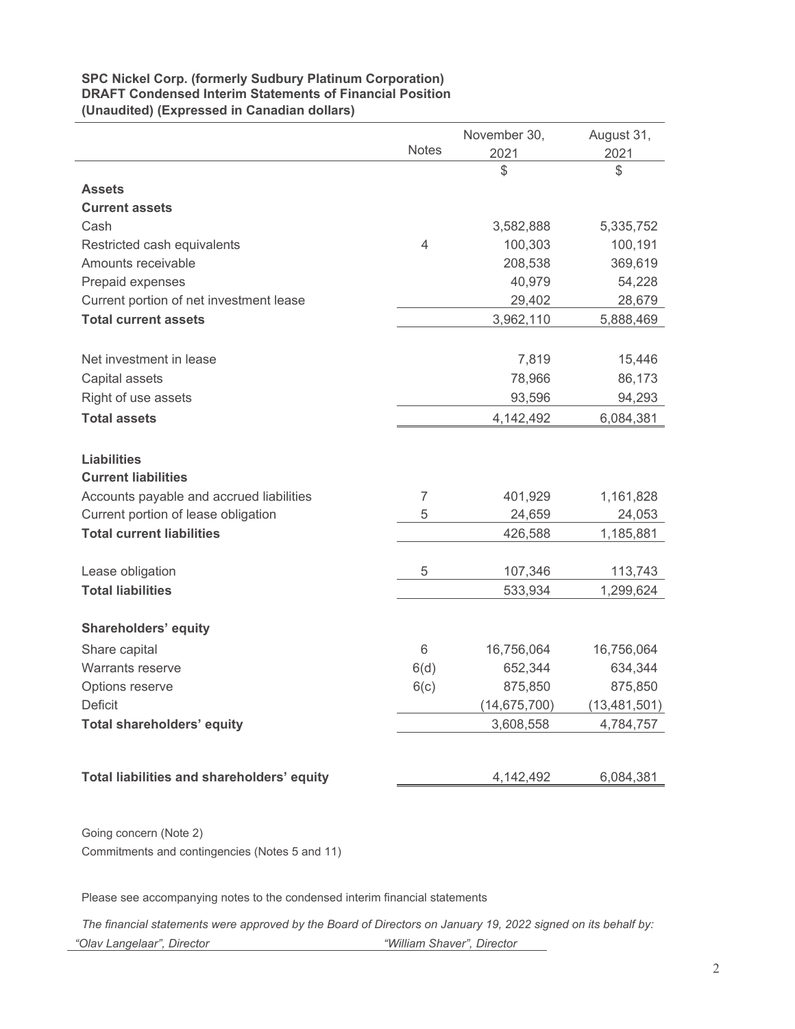**SPC Nickel Corp. (formerly Sudbury Platinum Corporation)**
**DRAFT Condensed Interim Statements of Financial Position**
**(Unaudited) (Expressed in Canadian dollars)**

| | Notes | November 30, 2021 | August 31, 2021 |
|---|---|---|---|
| | | $ | $ |
| **Assets** | | | |
| **Current assets** | | | |
| Cash | | 3,582,888 | 5,335,752 |
| Restricted cash equivalents | 4 | 100,303 | 100,191 |
| Amounts receivable | | 208,538 | 369,619 |
| Prepaid expenses | | 40,979 | 54,228 |
| Current portion of net investment lease | | 29,402 | 28,679 |
| **Total current assets** | | 3,962,110 | 5,888,469 |
| | | | |
| Net investment in lease | | 7,819 | 15,446 |
| Capital assets | | 78,966 | 86,173 |
| Right of use assets | | 93,596 | 94,293 |
| **Total assets** | | 4,142,492 | 6,084,381 |
| | | | |
| **Liabilities** | | | |
| **Current liabilities** | | | |
| Accounts payable and accrued liabilities | 7 | 401,929 | 1,161,828 |
| Current portion of lease obligation | 5 | 24,659 | 24,053 |
| **Total current liabilities** | | 426,588 | 1,185,881 |
| | | | |
| Lease obligation | 5 | 107,346 | 113,743 |
| **Total liabilities** | | 533,934 | 1,299,624 |
| | | | |
| **Shareholders' equity** | | | |
| Share capital | 6 | 16,756,064 | 16,756,064 |
| Warrants reserve | 6(d) | 652,344 | 634,344 |
| Options reserve | 6(c) | 875,850 | 875,850 |
| Deficit | | (14,675,700) | (13,481,501) |
| **Total shareholders' equity** | | 3,608,558 | 4,784,757 |
| | | | |
| **Total liabilities and shareholders' equity** | | 4,142,492 | 6,084,381 |

Going concern (Note 2)

Commitments and contingencies (Notes 5 and 11)

Please see accompanying notes to the condensed interim financial statements

*The financial statements were approved by the Board of Directors on January 19, 2022 signed on its behalf by:*

*"Olav Langelaar", Director* *"William Shaver", Director*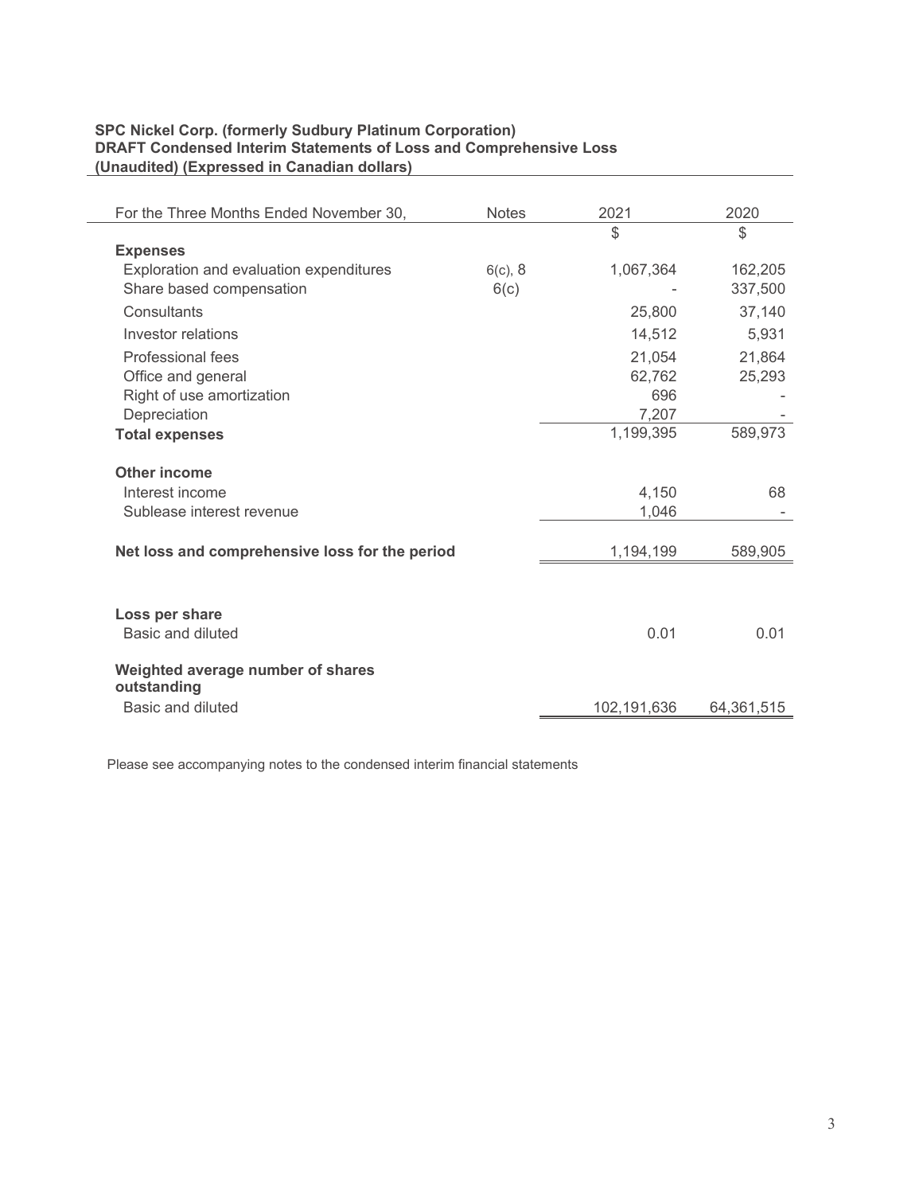**SPC Nickel Corp. (formerly Sudbury Platinum Corporation)**
**DRAFT Condensed Interim Statements of Loss and Comprehensive Loss**
**(Unaudited) (Expressed in Canadian dollars)**

| For the Three Months Ended November 30, | Notes | 2021 | 2020 |
|---|---|---|---|
| | | $ | $ |
| **Expenses** | | | |
| Exploration and evaluation expenditures | 6(c), 8 | 1,067,364 | 162,205 |
| Share based compensation | 6(c) | - | 337,500 |
| Consultants | | 25,800 | 37,140 |
| Investor relations | | 14,512 | 5,931 |
| Professional fees | | 21,054 | 21,864 |
| Office and general | | 62,762 | 25,293 |
| Right of use amortization | | 696 | - |
| Depreciation | | 7,207 | - |
| **Total expenses** | | 1,199,395 | 589,973 |
| | | | |
| **Other income** | | | |
| Interest income | | 4,150 | 68 |
| Sublease interest revenue | | 1,046 | - |
| | | | |
| **Net loss and comprehensive loss for the period** | | 1,194,199 | 589,905 |
| | | | |
| **Loss per share** | | | |
| Basic and diluted | | 0.01 | 0.01 |
| | | | |
| **Weighted average number of shares outstanding** | | | |
| Basic and diluted | | 102,191,636 | 64,361,515 |

Please see accompanying notes to the condensed interim financial statements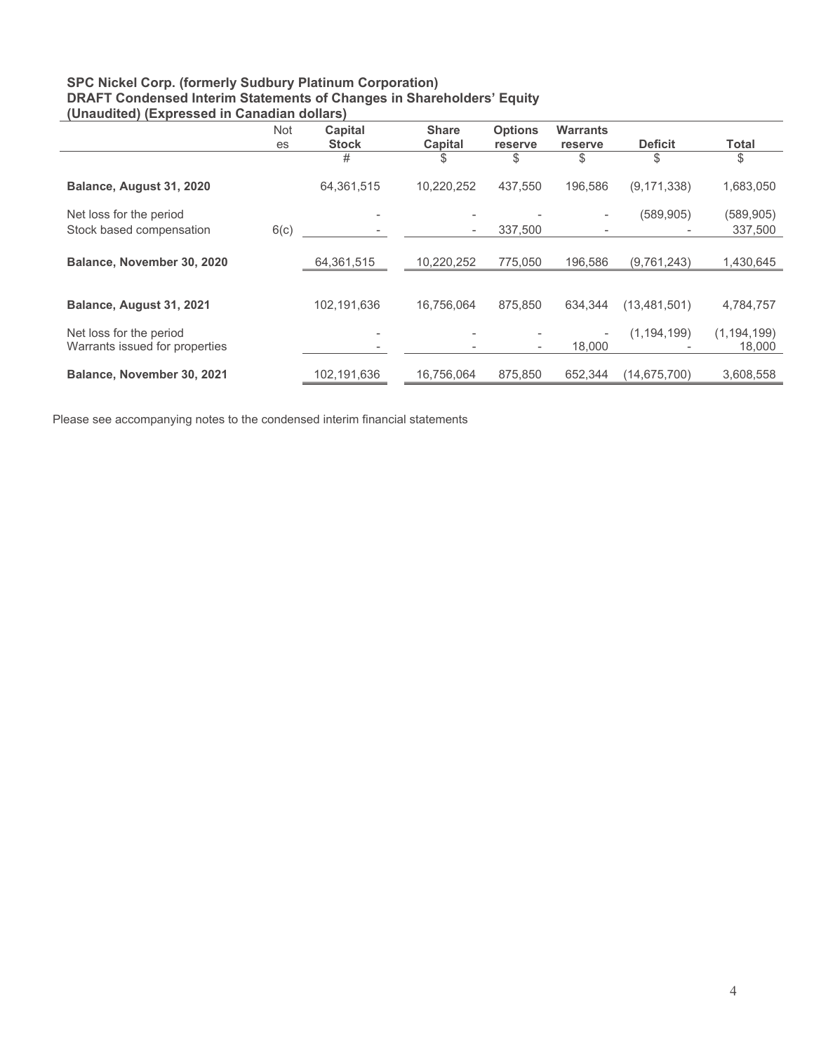**SPC Nickel Corp. (formerly Sudbury Platinum Corporation)**
**DRAFT Condensed Interim Statements of Changes in Shareholders' Equity**
**(Unaudited) (Expressed in Canadian dollars)**

| | Notes | Capital Stock | Share Capital | Options reserve | Warrants reserve | Deficit | Total |
|---|---|---|---|---|---|---|---|
| | | # | $ | $ | $ | $ | $ |
| **Balance, August 31, 2020** | | 64,361,515 | 10,220,252 | 437,550 | 196,586 | (9,171,338) | 1,683,050 |
| Net loss for the period | | - | - | - | - | (589,905) | (589,905) |
| Stock based compensation | 6(c) | - | - | 337,500 | - | - | 337,500 |
| **Balance, November 30, 2020** | | 64,361,515 | 10,220,252 | 775,050 | 196,586 | (9,761,243) | 1,430,645 |
| **Balance, August 31, 2021** | | 102,191,636 | 16,756,064 | 875,850 | 634,344 | (13,481,501) | 4,784,757 |
| Net loss for the period | | - | - | - | - | (1,194,199) | (1,194,199) |
| Warrants issued for properties | | - | - | - | 18,000 | - | 18,000 |
| **Balance, November 30, 2021** | | 102,191,636 | 16,756,064 | 875,850 | 652,344 | (14,675,700) | 3,608,558 |

Please see accompanying notes to the condensed interim financial statements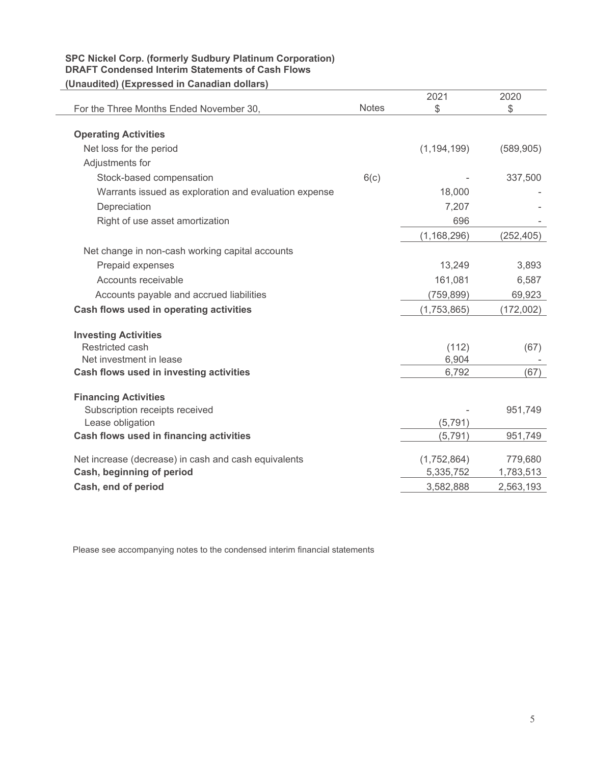**SPC Nickel Corp. (formerly Sudbury Platinum Corporation)**
**DRAFT Condensed Interim Statements of Cash Flows**
**(Unaudited) (Expressed in Canadian dollars)**

| For the Three Months Ended November 30, | Notes | 2021 $ | 2020 $ |
|---|---|---|---|
| **Operating Activities** | | | |
| Net loss for the period | | (1,194,199) | (589,905) |
| Adjustments for | | | |
| Stock-based compensation | 6(c) | - | 337,500 |
| Warrants issued as exploration and evaluation expense | | 18,000 | - |
| Depreciation | | 7,207 | - |
| Right of use asset amortization | | 696 | - |
| | | (1,168,296) | (252,405) |
| Net change in non-cash working capital accounts | | | |
| Prepaid expenses | | 13,249 | 3,893 |
| Accounts receivable | | 161,081 | 6,587 |
| Accounts payable and accrued liabilities | | (759,899) | 69,923 |
| **Cash flows used in operating activities** | | (1,753,865) | (172,002) |
| **Investing Activities** | | | |
| Restricted cash | | (112) | (67) |
| Net investment in lease | | 6,904 | - |
| **Cash flows used in investing activities** | | 6,792 | (67) |
| **Financing Activities** | | | |
| Subscription receipts received | | - | 951,749 |
| Lease obligation | | (5,791) | |
| **Cash flows used in financing activities** | | (5,791) | 951,749 |
| Net increase (decrease) in cash and cash equivalents | | (1,752,864) | 779,680 |
| **Cash, beginning of period** | | 5,335,752 | 1,783,513 |
| **Cash, end of period** | | 3,582,888 | 2,563,193 |

Please see accompanying notes to the condensed interim financial statements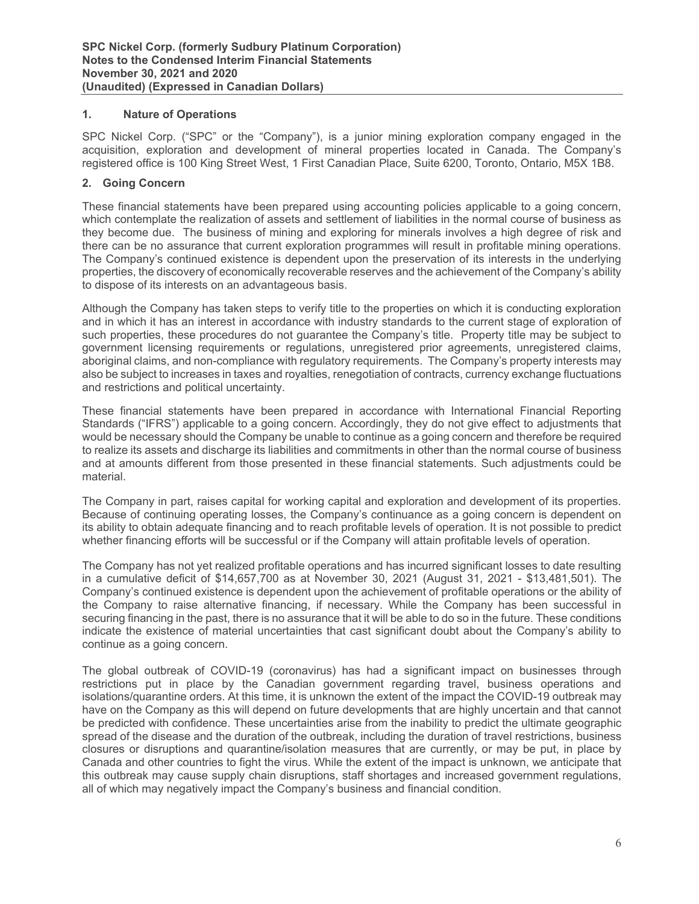## 1. Nature of Operations

SPC Nickel Corp. ("SPC" or the "Company"), is a junior mining exploration company engaged in the acquisition, exploration and development of mineral properties located in Canada. The Company's registered office is 100 King Street West, 1 First Canadian Place, Suite 6200, Toronto, Ontario, M5X 1B8.

## 2. Going Concern

These financial statements have been prepared using accounting policies applicable to a going concern, which contemplate the realization of assets and settlement of liabilities in the normal course of business as they become due. The business of mining and exploring for minerals involves a high degree of risk and there can be no assurance that current exploration programmes will result in profitable mining operations. The Company's continued existence is dependent upon the preservation of its interests in the underlying properties, the discovery of economically recoverable reserves and the achievement of the Company's ability to dispose of its interests on an advantageous basis.

Although the Company has taken steps to verify title to the properties on which it is conducting exploration and in which it has an interest in accordance with industry standards to the current stage of exploration of such properties, these procedures do not guarantee the Company's title. Property title may be subject to government licensing requirements or regulations, unregistered prior agreements, unregistered claims, aboriginal claims, and non-compliance with regulatory requirements. The Company's property interests may also be subject to increases in taxes and royalties, renegotiation of contracts, currency exchange fluctuations and restrictions and political uncertainty.

These financial statements have been prepared in accordance with International Financial Reporting Standards ("IFRS") applicable to a going concern. Accordingly, they do not give effect to adjustments that would be necessary should the Company be unable to continue as a going concern and therefore be required to realize its assets and discharge its liabilities and commitments in other than the normal course of business and at amounts different from those presented in these financial statements. Such adjustments could be material.

The Company in part, raises capital for working capital and exploration and development of its properties. Because of continuing operating losses, the Company's continuance as a going concern is dependent on its ability to obtain adequate financing and to reach profitable levels of operation. It is not possible to predict whether financing efforts will be successful or if the Company will attain profitable levels of operation.

The Company has not yet realized profitable operations and has incurred significant losses to date resulting in a cumulative deficit of $14,657,700 as at November 30, 2021 (August 31, 2021 - $13,481,501). The Company's continued existence is dependent upon the achievement of profitable operations or the ability of the Company to raise alternative financing, if necessary. While the Company has been successful in securing financing in the past, there is no assurance that it will be able to do so in the future. These conditions indicate the existence of material uncertainties that cast significant doubt about the Company's ability to continue as a going concern.

The global outbreak of COVID-19 (coronavirus) has had a significant impact on businesses through restrictions put in place by the Canadian government regarding travel, business operations and isolations/quarantine orders. At this time, it is unknown the extent of the impact the COVID-19 outbreak may have on the Company as this will depend on future developments that are highly uncertain and that cannot be predicted with confidence. These uncertainties arise from the inability to predict the ultimate geographic spread of the disease and the duration of the outbreak, including the duration of travel restrictions, business closures or disruptions and quarantine/isolation measures that are currently, or may be put, in place by Canada and other countries to fight the virus. While the extent of the impact is unknown, we anticipate that this outbreak may cause supply chain disruptions, staff shortages and increased government regulations, all of which may negatively impact the Company's business and financial condition.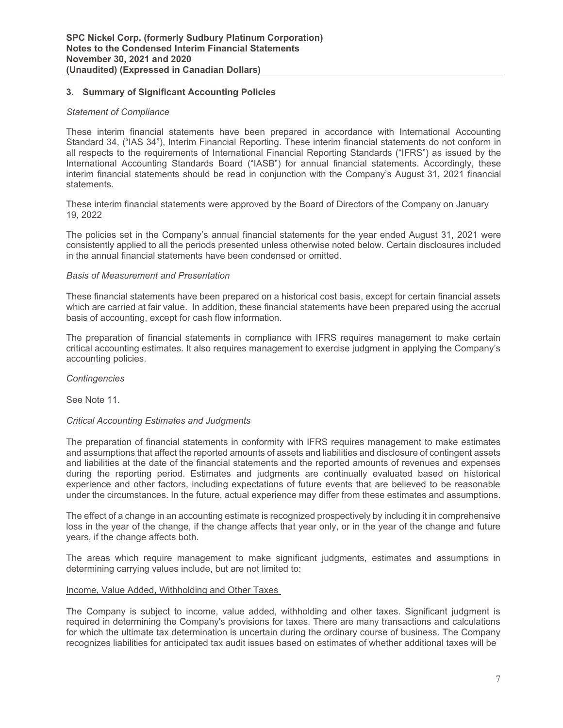## 3. Summary of Significant Accounting Policies

*Statement of Compliance*

These interim financial statements have been prepared in accordance with International Accounting Standard 34, ("IAS 34"), Interim Financial Reporting. These interim financial statements do not conform in all respects to the requirements of International Financial Reporting Standards ("IFRS") as issued by the International Accounting Standards Board ("IASB") for annual financial statements. Accordingly, these interim financial statements should be read in conjunction with the Company's August 31, 2021 financial statements.

These interim financial statements were approved by the Board of Directors of the Company on January 19, 2022

The policies set in the Company's annual financial statements for the year ended August 31, 2021 were consistently applied to all the periods presented unless otherwise noted below. Certain disclosures included in the annual financial statements have been condensed or omitted.

*Basis of Measurement and Presentation*

These financial statements have been prepared on a historical cost basis, except for certain financial assets which are carried at fair value. In addition, these financial statements have been prepared using the accrual basis of accounting, except for cash flow information.

The preparation of financial statements in compliance with IFRS requires management to make certain critical accounting estimates. It also requires management to exercise judgment in applying the Company's accounting policies.

*Contingencies*

See Note 11.

*Critical Accounting Estimates and Judgments*

The preparation of financial statements in conformity with IFRS requires management to make estimates and assumptions that affect the reported amounts of assets and liabilities and disclosure of contingent assets and liabilities at the date of the financial statements and the reported amounts of revenues and expenses during the reporting period. Estimates and judgments are continually evaluated based on historical experience and other factors, including expectations of future events that are believed to be reasonable under the circumstances. In the future, actual experience may differ from these estimates and assumptions.

The effect of a change in an accounting estimate is recognized prospectively by including it in comprehensive loss in the year of the change, if the change affects that year only, or in the year of the change and future years, if the change affects both.

The areas which require management to make significant judgments, estimates and assumptions in determining carrying values include, but are not limited to:

Income, Value Added, Withholding and Other Taxes

The Company is subject to income, value added, withholding and other taxes. Significant judgment is required in determining the Company's provisions for taxes. There are many transactions and calculations for which the ultimate tax determination is uncertain during the ordinary course of business. The Company recognizes liabilities for anticipated tax audit issues based on estimates of whether additional taxes will be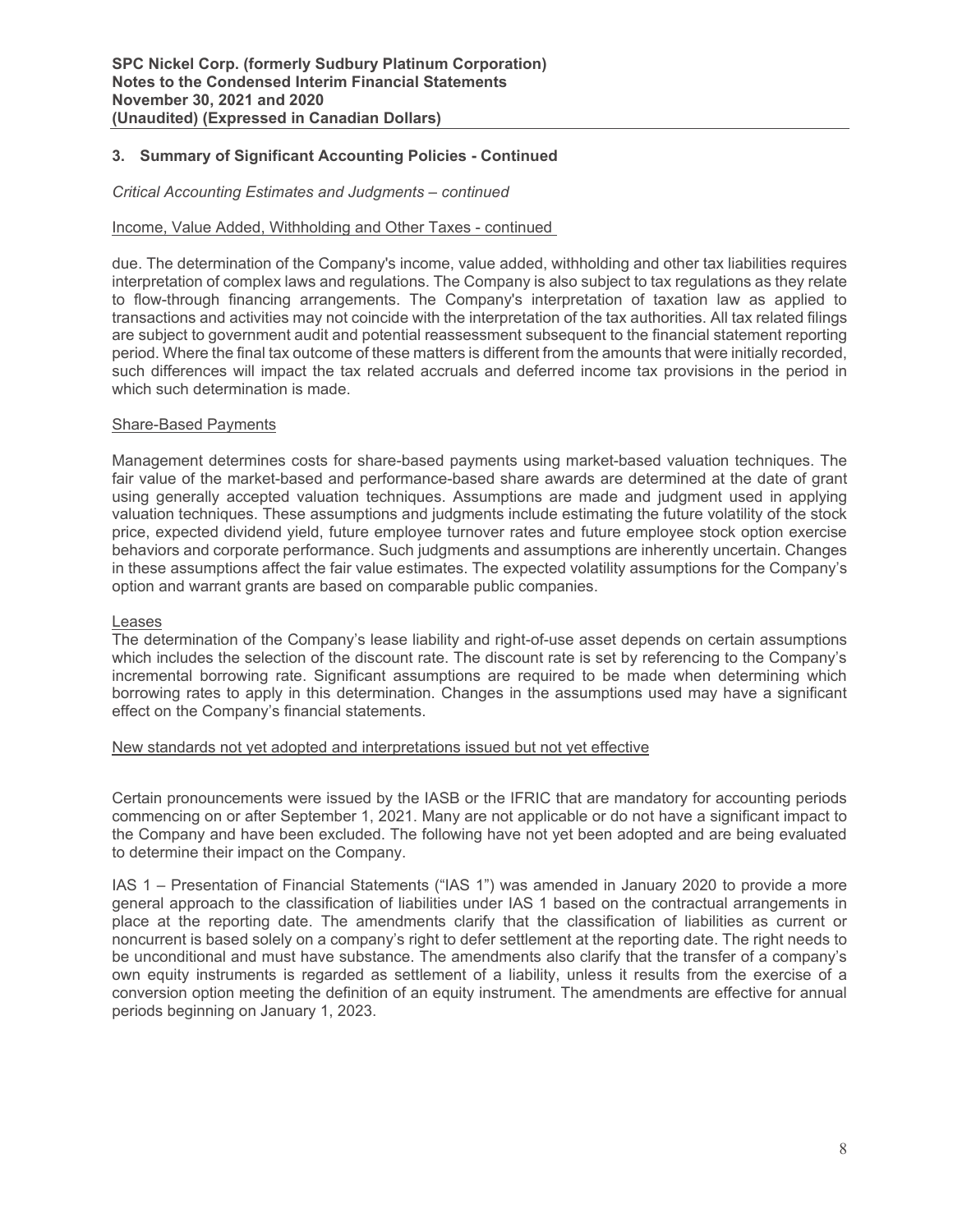## 3. Summary of Significant Accounting Policies - Continued

*Critical Accounting Estimates and Judgments – continued*

Income, Value Added, Withholding and Other Taxes - continued

due. The determination of the Company's income, value added, withholding and other tax liabilities requires interpretation of complex laws and regulations. The Company is also subject to tax regulations as they relate to flow-through financing arrangements. The Company's interpretation of taxation law as applied to transactions and activities may not coincide with the interpretation of the tax authorities. All tax related filings are subject to government audit and potential reassessment subsequent to the financial statement reporting period. Where the final tax outcome of these matters is different from the amounts that were initially recorded, such differences will impact the tax related accruals and deferred income tax provisions in the period in which such determination is made.

Share-Based Payments

Management determines costs for share-based payments using market-based valuation techniques. The fair value of the market-based and performance-based share awards are determined at the date of grant using generally accepted valuation techniques. Assumptions are made and judgment used in applying valuation techniques. These assumptions and judgments include estimating the future volatility of the stock price, expected dividend yield, future employee turnover rates and future employee stock option exercise behaviors and corporate performance. Such judgments and assumptions are inherently uncertain. Changes in these assumptions affect the fair value estimates. The expected volatility assumptions for the Company's option and warrant grants are based on comparable public companies.

Leases

The determination of the Company's lease liability and right-of-use asset depends on certain assumptions which includes the selection of the discount rate. The discount rate is set by referencing to the Company's incremental borrowing rate. Significant assumptions are required to be made when determining which borrowing rates to apply in this determination. Changes in the assumptions used may have a significant effect on the Company's financial statements.

New standards not yet adopted and interpretations issued but not yet effective

Certain pronouncements were issued by the IASB or the IFRIC that are mandatory for accounting periods commencing on or after September 1, 2021. Many are not applicable or do not have a significant impact to the Company and have been excluded. The following have not yet been adopted and are being evaluated to determine their impact on the Company.

IAS 1 – Presentation of Financial Statements ("IAS 1") was amended in January 2020 to provide a more general approach to the classification of liabilities under IAS 1 based on the contractual arrangements in place at the reporting date. The amendments clarify that the classification of liabilities as current or noncurrent is based solely on a company's right to defer settlement at the reporting date. The right needs to be unconditional and must have substance. The amendments also clarify that the transfer of a company's own equity instruments is regarded as settlement of a liability, unless it results from the exercise of a conversion option meeting the definition of an equity instrument. The amendments are effective for annual periods beginning on January 1, 2023.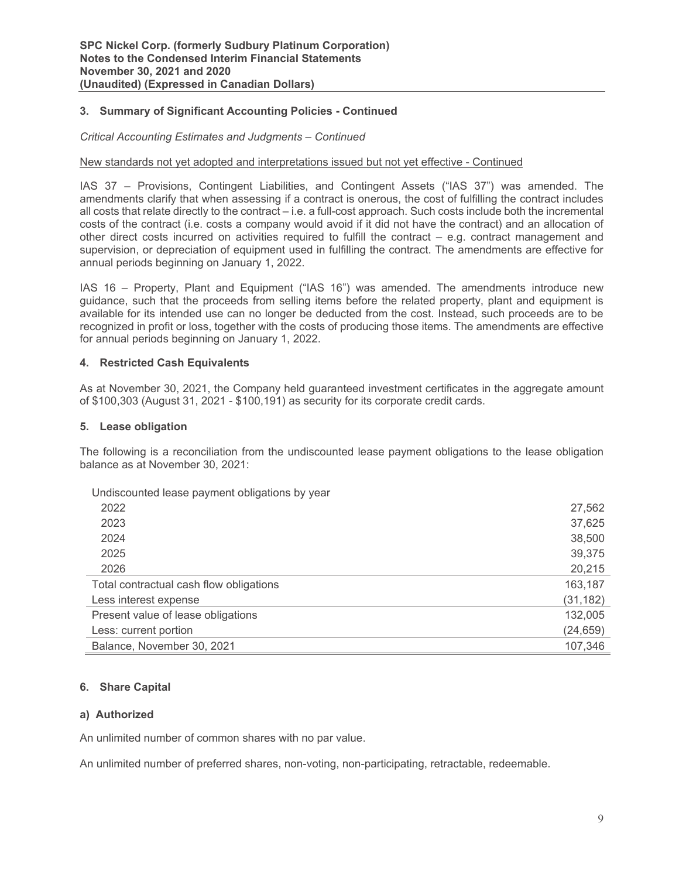### 3. Summary of Significant Accounting Policies - Continued

*Critical Accounting Estimates and Judgments – Continued*

New standards not yet adopted and interpretations issued but not yet effective - Continued

IAS 37 – Provisions, Contingent Liabilities, and Contingent Assets ("IAS 37") was amended. The amendments clarify that when assessing if a contract is onerous, the cost of fulfilling the contract includes all costs that relate directly to the contract – i.e. a full-cost approach. Such costs include both the incremental costs of the contract (i.e. costs a company would avoid if it did not have the contract) and an allocation of other direct costs incurred on activities required to fulfill the contract – e.g. contract management and supervision, or depreciation of equipment used in fulfilling the contract. The amendments are effective for annual periods beginning on January 1, 2022.

IAS 16 – Property, Plant and Equipment ("IAS 16") was amended. The amendments introduce new guidance, such that the proceeds from selling items before the related property, plant and equipment is available for its intended use can no longer be deducted from the cost. Instead, such proceeds are to be recognized in profit or loss, together with the costs of producing those items. The amendments are effective for annual periods beginning on January 1, 2022.

### 4. Restricted Cash Equivalents

As at November 30, 2021, the Company held guaranteed investment certificates in the aggregate amount of $100,303 (August 31, 2021 - $100,191) as security for its corporate credit cards.

### 5. Lease obligation

The following is a reconciliation from the undiscounted lease payment obligations to the lease obligation balance as at November 30, 2021:

| | |
|---|---|
| Undiscounted lease payment obligations by year | |
| 2022 | 27,562 |
| 2023 | 37,625 |
| 2024 | 38,500 |
| 2025 | 39,375 |
| 2026 | 20,215 |
| Total contractual cash flow obligations | 163,187 |
| Less interest expense | (31,182) |
| Present value of lease obligations | 132,005 |
| Less: current portion | (24,659) |
| Balance, November 30, 2021 | 107,346 |

### 6. Share Capital

#### a) Authorized

An unlimited number of common shares with no par value.

An unlimited number of preferred shares, non-voting, non-participating, retractable, redeemable.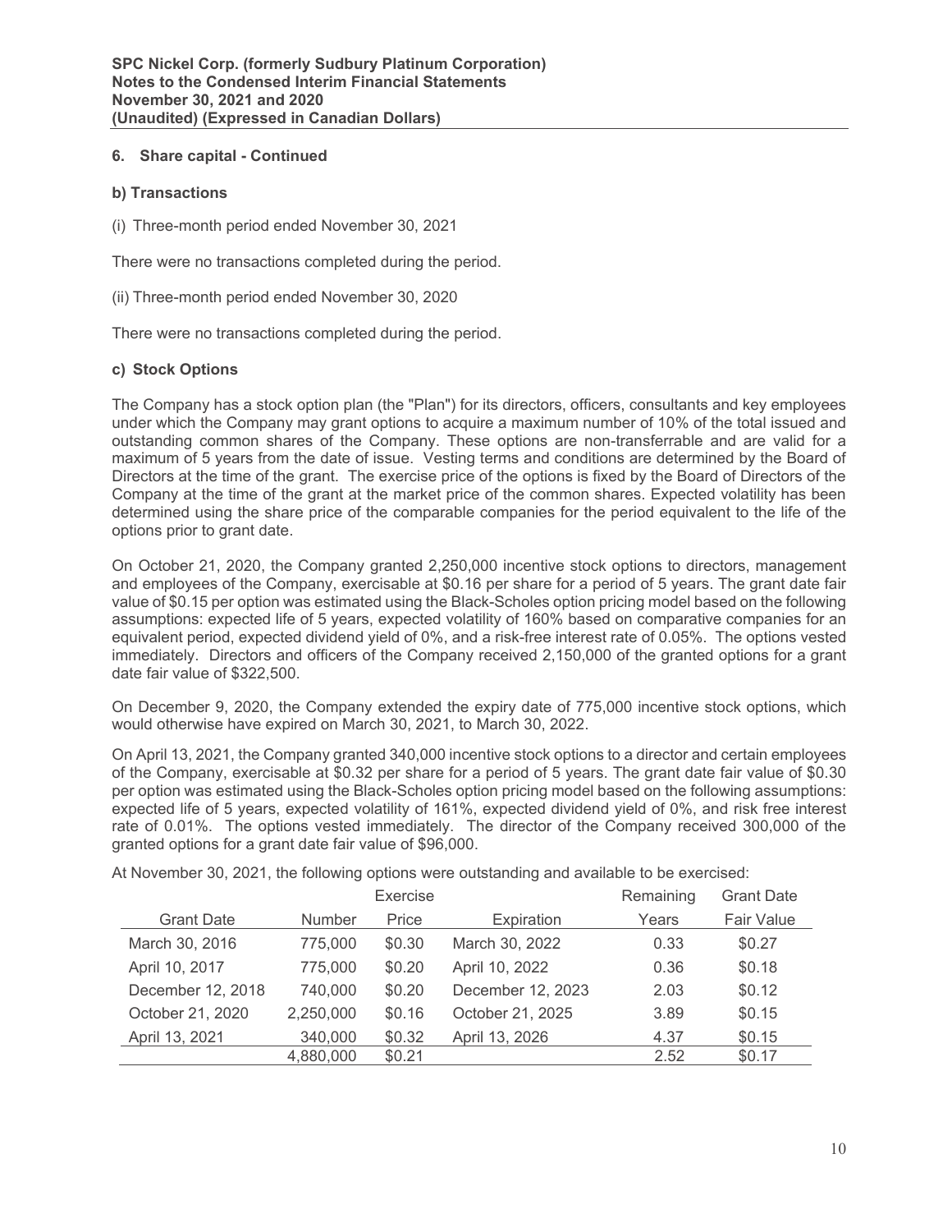## 6. Share capital - Continued

### b) Transactions

(i) Three-month period ended November 30, 2021

There were no transactions completed during the period.

(ii) Three-month period ended November 30, 2020

There were no transactions completed during the period.

### c) Stock Options

The Company has a stock option plan (the "Plan") for its directors, officers, consultants and key employees under which the Company may grant options to acquire a maximum number of 10% of the total issued and outstanding common shares of the Company. These options are non-transferrable and are valid for a maximum of 5 years from the date of issue. Vesting terms and conditions are determined by the Board of Directors at the time of the grant. The exercise price of the options is fixed by the Board of Directors of the Company at the time of the grant at the market price of the common shares. Expected volatility has been determined using the share price of the comparable companies for the period equivalent to the life of the options prior to grant date.

On October 21, 2020, the Company granted 2,250,000 incentive stock options to directors, management and employees of the Company, exercisable at $0.16 per share for a period of 5 years. The grant date fair value of $0.15 per option was estimated using the Black-Scholes option pricing model based on the following assumptions: expected life of 5 years, expected volatility of 160% based on comparative companies for an equivalent period, expected dividend yield of 0%, and a risk-free interest rate of 0.05%. The options vested immediately. Directors and officers of the Company received 2,150,000 of the granted options for a grant date fair value of $322,500.

On December 9, 2020, the Company extended the expiry date of 775,000 incentive stock options, which would otherwise have expired on March 30, 2021, to March 30, 2022.

On April 13, 2021, the Company granted 340,000 incentive stock options to a director and certain employees of the Company, exercisable at $0.32 per share for a period of 5 years. The grant date fair value of $0.30 per option was estimated using the Black-Scholes option pricing model based on the following assumptions: expected life of 5 years, expected volatility of 161%, expected dividend yield of 0%, and risk free interest rate of 0.01%. The options vested immediately. The director of the Company received 300,000 of the granted options for a grant date fair value of $96,000.

At November 30, 2021, the following options were outstanding and available to be exercised:

| Grant Date | Number | Exercise Price | Expiration | Remaining Years | Grant Date Fair Value |
|---|---|---|---|---|---|
| March 30, 2016 | 775,000 | $0.30 | March 30, 2022 | 0.33 | $0.27 |
| April 10, 2017 | 775,000 | $0.20 | April 10, 2022 | 0.36 | $0.18 |
| December 12, 2018 | 740,000 | $0.20 | December 12, 2023 | 2.03 | $0.12 |
| October 21, 2020 | 2,250,000 | $0.16 | October 21, 2025 | 3.89 | $0.15 |
| April 13, 2021 | 340,000 | $0.32 | April 13, 2026 | 4.37 | $0.15 |
| | 4,880,000 | $0.21 | | 2.52 | $0.17 |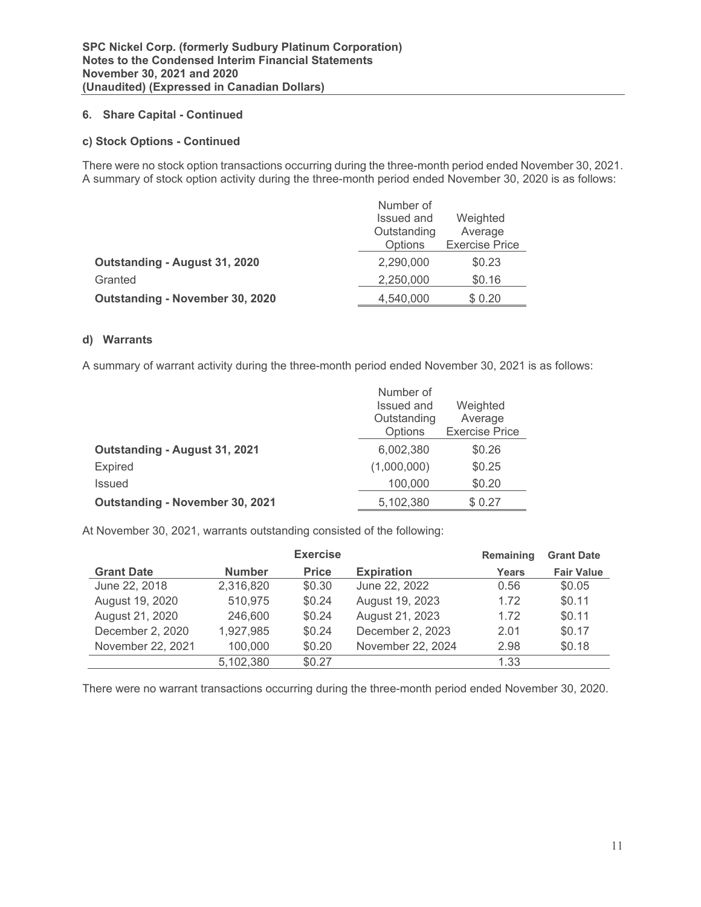### 6. Share Capital - Continued

#### c) Stock Options - Continued

There were no stock option transactions occurring during the three-month period ended November 30, 2021. A summary of stock option activity during the three-month period ended November 30, 2020 is as follows:

| | Number of Issued and Outstanding Options | Weighted Average Exercise Price |
|---|---|---|
| **Outstanding - August 31, 2020** | 2,290,000 | $0.23 |
| Granted | 2,250,000 | $0.16 |
| **Outstanding - November 30, 2020** | 4,540,000 | $ 0.20 |

#### d) Warrants

A summary of warrant activity during the three-month period ended November 30, 2021 is as follows:

| | Number of Issued and Outstanding Options | Weighted Average Exercise Price |
|---|---|---|
| **Outstanding - August 31, 2021** | 6,002,380 | $0.26 |
| Expired | (1,000,000) | $0.25 |
| Issued | 100,000 | $0.20 |
| **Outstanding - November 30, 2021** | 5,102,380 | $ 0.27 |

At November 30, 2021, warrants outstanding consisted of the following:

| Grant Date | Number | Exercise Price | Expiration | Remaining Years | Grant Date Fair Value |
|---|---|---|---|---|---|
| June 22, 2018 | 2,316,820 | $0.30 | June 22, 2022 | 0.56 | $0.05 |
| August 19, 2020 | 510,975 | $0.24 | August 19, 2023 | 1.72 | $0.11 |
| August 21, 2020 | 246,600 | $0.24 | August 21, 2023 | 1.72 | $0.11 |
| December 2, 2020 | 1,927,985 | $0.24 | December 2, 2023 | 2.01 | $0.17 |
| November 22, 2021 | 100,000 | $0.20 | November 22, 2024 | 2.98 | $0.18 |
| | 5,102,380 | $0.27 | | 1.33 | |

There were no warrant transactions occurring during the three-month period ended November 30, 2020.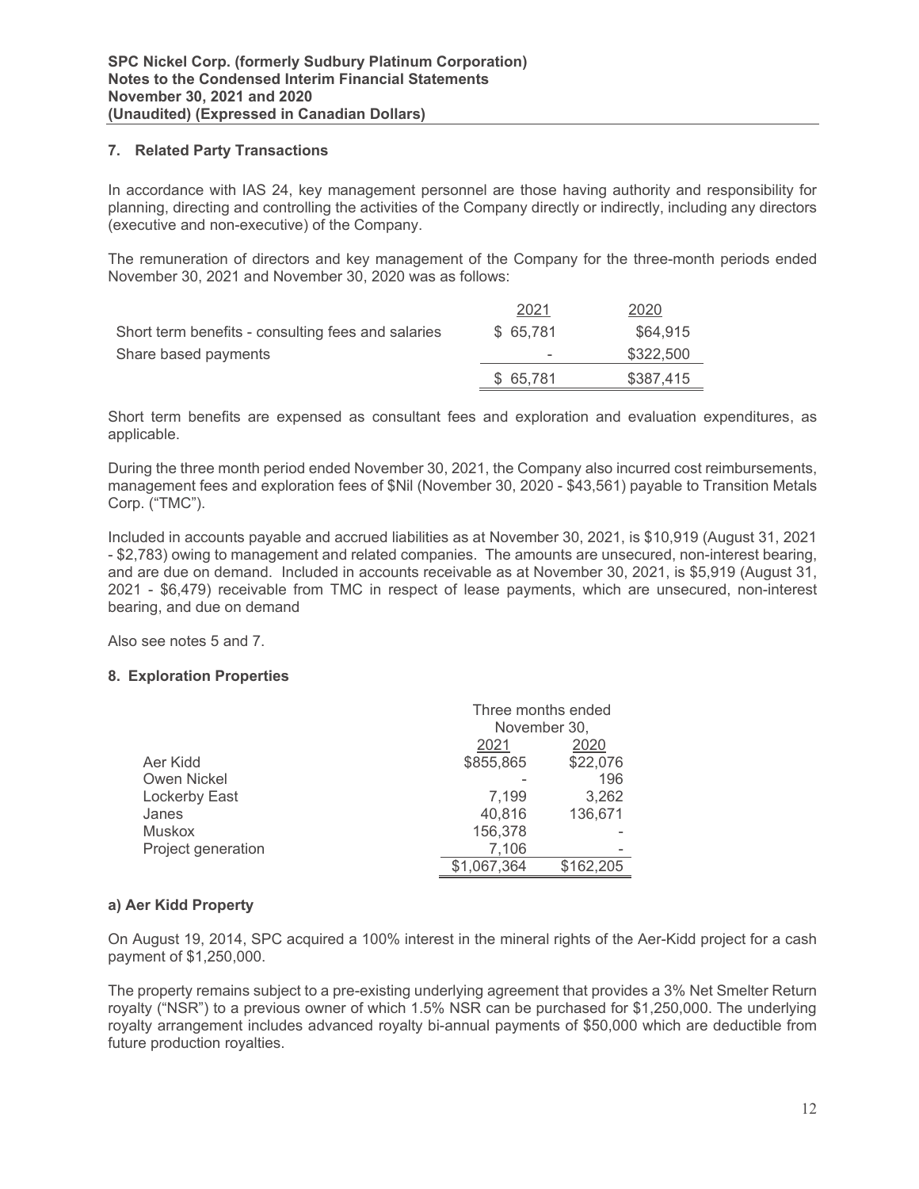## 7. Related Party Transactions

In accordance with IAS 24, key management personnel are those having authority and responsibility for planning, directing and controlling the activities of the Company directly or indirectly, including any directors (executive and non-executive) of the Company.

The remuneration of directors and key management of the Company for the three-month periods ended November 30, 2021 and November 30, 2020 was as follows:

| | 2021 | 2020 |
|---|---|---|
| Short term benefits - consulting fees and salaries | $ 65,781 | $64,915 |
| Share based payments | - | $322,500 |
| | $ 65,781 | $387,415 |

Short term benefits are expensed as consultant fees and exploration and evaluation expenditures, as applicable.

During the three month period ended November 30, 2021, the Company also incurred cost reimbursements, management fees and exploration fees of $Nil (November 30, 2020 - $43,561) payable to Transition Metals Corp. ("TMC").

Included in accounts payable and accrued liabilities as at November 30, 2021, is $10,919 (August 31, 2021 - $2,783) owing to management and related companies. The amounts are unsecured, non-interest bearing, and are due on demand. Included in accounts receivable as at November 30, 2021, is $5,919 (August 31, 2021 - $6,479) receivable from TMC in respect of lease payments, which are unsecured, non-interest bearing, and due on demand

Also see notes 5 and 7.

## 8. Exploration Properties

| | Three months ended November 30, | |
|---|---|---|
| | 2021 | 2020 |
| Aer Kidd | $855,865 | $22,076 |
| Owen Nickel | - | 196 |
| Lockerby East | 7,199 | 3,262 |
| Janes | 40,816 | 136,671 |
| Muskox | 156,378 | - |
| Project generation | 7,106 | - |
| | $1,067,364 | $162,205 |

### a) Aer Kidd Property

On August 19, 2014, SPC acquired a 100% interest in the mineral rights of the Aer-Kidd project for a cash payment of $1,250,000.

The property remains subject to a pre-existing underlying agreement that provides a 3% Net Smelter Return royalty ("NSR") to a previous owner of which 1.5% NSR can be purchased for $1,250,000. The underlying royalty arrangement includes advanced royalty bi-annual payments of $50,000 which are deductible from future production royalties.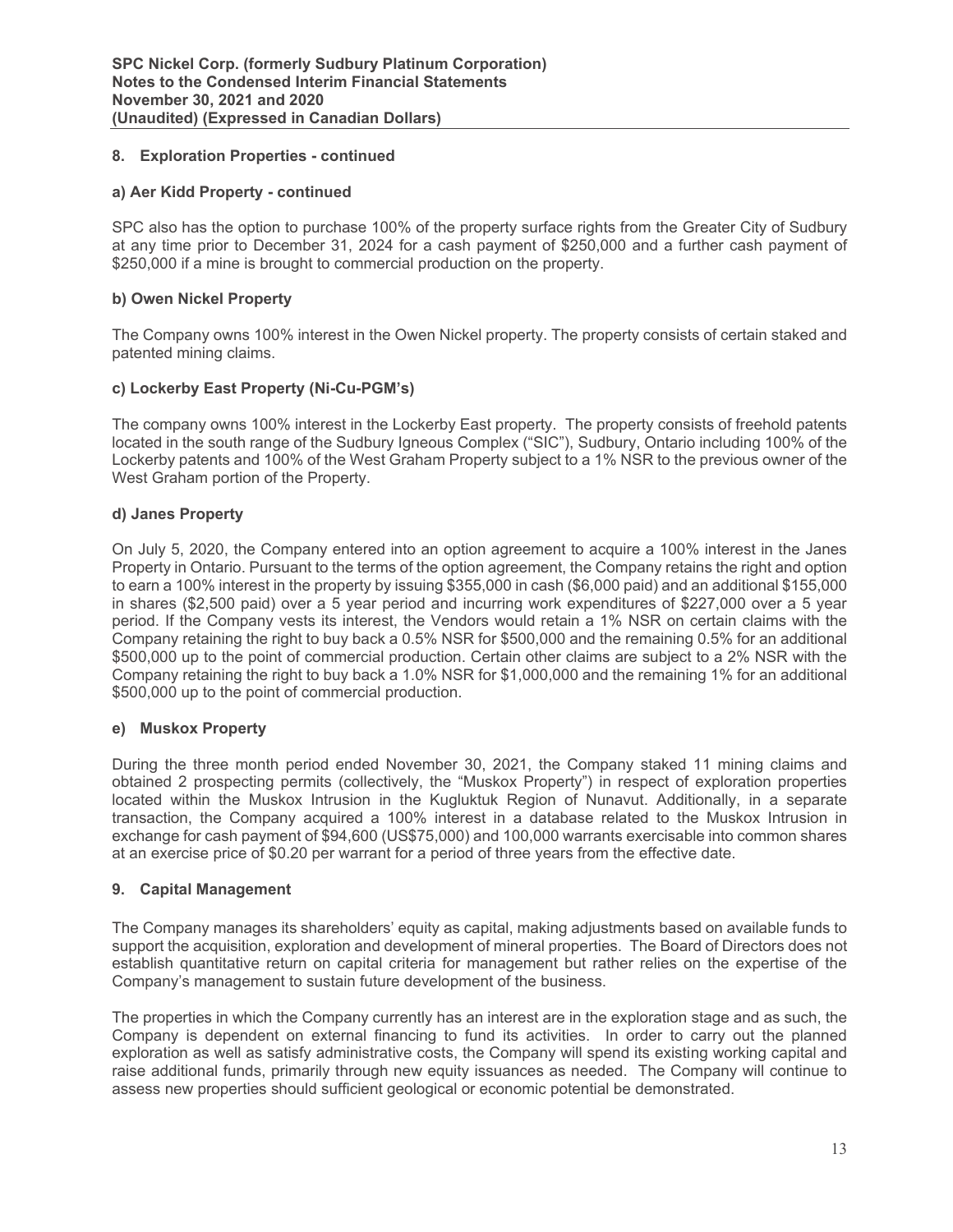## 8. Exploration Properties - continued

### a) Aer Kidd Property - continued

SPC also has the option to purchase 100% of the property surface rights from the Greater City of Sudbury at any time prior to December 31, 2024 for a cash payment of $250,000 and a further cash payment of $250,000 if a mine is brought to commercial production on the property.

### b) Owen Nickel Property

The Company owns 100% interest in the Owen Nickel property. The property consists of certain staked and patented mining claims.

### c) Lockerby East Property (Ni-Cu-PGM's)

The company owns 100% interest in the Lockerby East property. The property consists of freehold patents located in the south range of the Sudbury Igneous Complex ("SIC"), Sudbury, Ontario including 100% of the Lockerby patents and 100% of the West Graham Property subject to a 1% NSR to the previous owner of the West Graham portion of the Property.

### d) Janes Property

On July 5, 2020, the Company entered into an option agreement to acquire a 100% interest in the Janes Property in Ontario. Pursuant to the terms of the option agreement, the Company retains the right and option to earn a 100% interest in the property by issuing $355,000 in cash ($6,000 paid) and an additional $155,000 in shares ($2,500 paid) over a 5 year period and incurring work expenditures of $227,000 over a 5 year period. If the Company vests its interest, the Vendors would retain a 1% NSR on certain claims with the Company retaining the right to buy back a 0.5% NSR for $500,000 and the remaining 0.5% for an additional $500,000 up to the point of commercial production. Certain other claims are subject to a 2% NSR with the Company retaining the right to buy back a 1.0% NSR for $1,000,000 and the remaining 1% for an additional $500,000 up to the point of commercial production.

### e) Muskox Property

During the three month period ended November 30, 2021, the Company staked 11 mining claims and obtained 2 prospecting permits (collectively, the "Muskox Property") in respect of exploration properties located within the Muskox Intrusion in the Kugluktuk Region of Nunavut. Additionally, in a separate transaction, the Company acquired a 100% interest in a database related to the Muskox Intrusion in exchange for cash payment of $94,600 (US$75,000) and 100,000 warrants exercisable into common shares at an exercise price of $0.20 per warrant for a period of three years from the effective date.

## 9. Capital Management

The Company manages its shareholders' equity as capital, making adjustments based on available funds to support the acquisition, exploration and development of mineral properties. The Board of Directors does not establish quantitative return on capital criteria for management but rather relies on the expertise of the Company's management to sustain future development of the business.

The properties in which the Company currently has an interest are in the exploration stage and as such, the Company is dependent on external financing to fund its activities. In order to carry out the planned exploration as well as satisfy administrative costs, the Company will spend its existing working capital and raise additional funds, primarily through new equity issuances as needed. The Company will continue to assess new properties should sufficient geological or economic potential be demonstrated.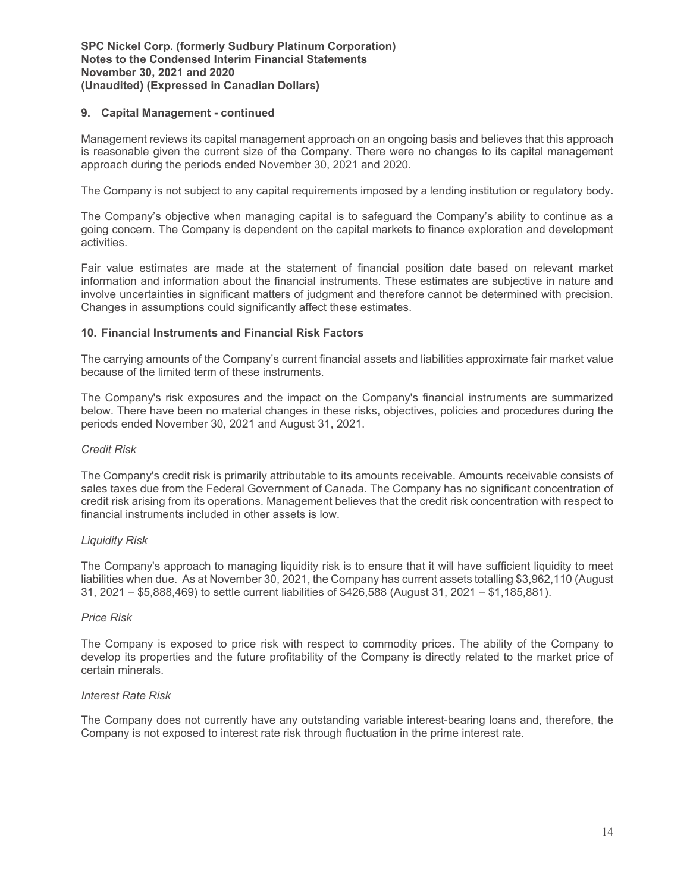## 9. Capital Management - continued

Management reviews its capital management approach on an ongoing basis and believes that this approach is reasonable given the current size of the Company. There were no changes to its capital management approach during the periods ended November 30, 2021 and 2020.

The Company is not subject to any capital requirements imposed by a lending institution or regulatory body.

The Company's objective when managing capital is to safeguard the Company's ability to continue as a going concern. The Company is dependent on the capital markets to finance exploration and development activities.

Fair value estimates are made at the statement of financial position date based on relevant market information and information about the financial instruments. These estimates are subjective in nature and involve uncertainties in significant matters of judgment and therefore cannot be determined with precision. Changes in assumptions could significantly affect these estimates.

## 10. Financial Instruments and Financial Risk Factors

The carrying amounts of the Company's current financial assets and liabilities approximate fair market value because of the limited term of these instruments.

The Company's risk exposures and the impact on the Company's financial instruments are summarized below. There have been no material changes in these risks, objectives, policies and procedures during the periods ended November 30, 2021 and August 31, 2021.

*Credit Risk*

The Company's credit risk is primarily attributable to its amounts receivable. Amounts receivable consists of sales taxes due from the Federal Government of Canada. The Company has no significant concentration of credit risk arising from its operations. Management believes that the credit risk concentration with respect to financial instruments included in other assets is low.

*Liquidity Risk*

The Company's approach to managing liquidity risk is to ensure that it will have sufficient liquidity to meet liabilities when due. As at November 30, 2021, the Company has current assets totalling $3,962,110 (August 31, 2021 – $5,888,469) to settle current liabilities of $426,588 (August 31, 2021 – $1,185,881).

*Price Risk*

The Company is exposed to price risk with respect to commodity prices. The ability of the Company to develop its properties and the future profitability of the Company is directly related to the market price of certain minerals.

*Interest Rate Risk*

The Company does not currently have any outstanding variable interest-bearing loans and, therefore, the Company is not exposed to interest rate risk through fluctuation in the prime interest rate.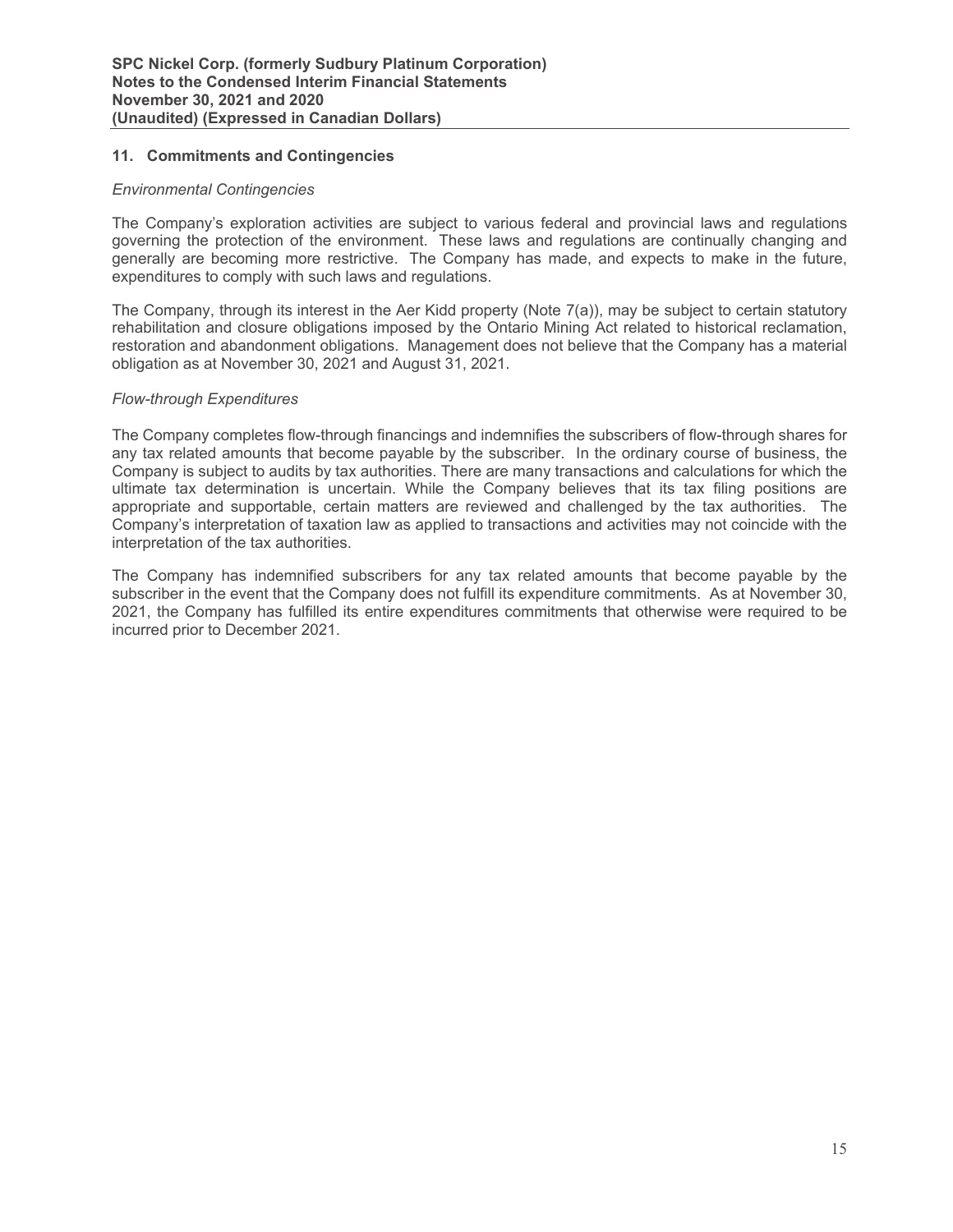## 11. Commitments and Contingencies

*Environmental Contingencies*

The Company's exploration activities are subject to various federal and provincial laws and regulations governing the protection of the environment. These laws and regulations are continually changing and generally are becoming more restrictive. The Company has made, and expects to make in the future, expenditures to comply with such laws and regulations.

The Company, through its interest in the Aer Kidd property (Note 7(a)), may be subject to certain statutory rehabilitation and closure obligations imposed by the Ontario Mining Act related to historical reclamation, restoration and abandonment obligations. Management does not believe that the Company has a material obligation as at November 30, 2021 and August 31, 2021.

*Flow-through Expenditures*

The Company completes flow-through financings and indemnifies the subscribers of flow-through shares for any tax related amounts that become payable by the subscriber. In the ordinary course of business, the Company is subject to audits by tax authorities. There are many transactions and calculations for which the ultimate tax determination is uncertain. While the Company believes that its tax filing positions are appropriate and supportable, certain matters are reviewed and challenged by the tax authorities. The Company's interpretation of taxation law as applied to transactions and activities may not coincide with the interpretation of the tax authorities.

The Company has indemnified subscribers for any tax related amounts that become payable by the subscriber in the event that the Company does not fulfill its expenditure commitments. As at November 30, 2021, the Company has fulfilled its entire expenditures commitments that otherwise were required to be incurred prior to December 2021.